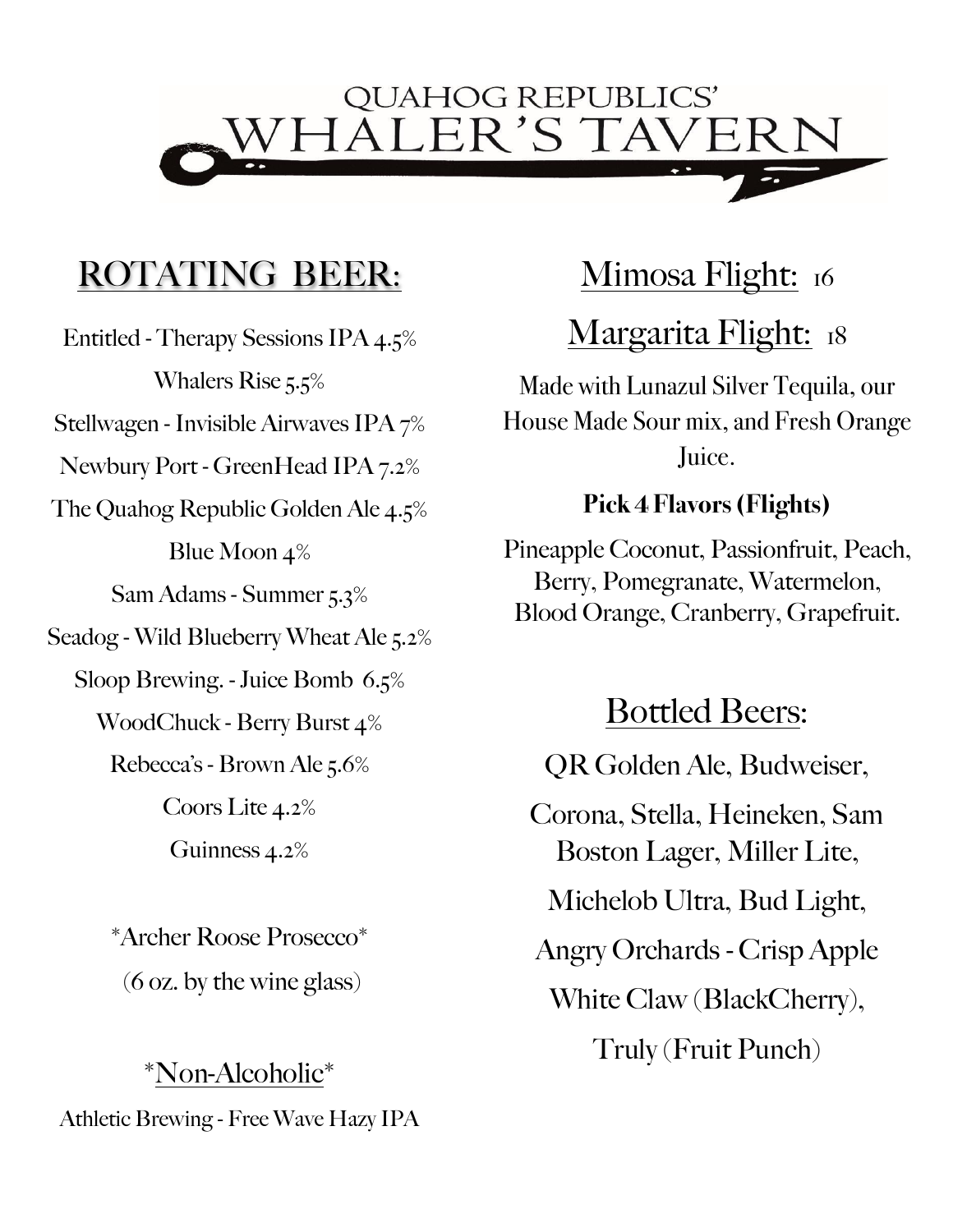# QUAHOG REPUBLICS' WHALER'S TAVERN

## ROTATING BEER:

Entitled - Therapy Sessions IPA 4.5%

Whalers Rise 5.5%

Stellwagen - Invisible Airwaves IPA 7%

Newbury Port - GreenHead IPA 7.2%

The Quahog Republic Golden Ale 4.5%

Blue Moon 4%

Sam Adams - Summer 5.3%

Seadog - Wild Blueberry Wheat Ale 5.2%

Sloop Brewing. - Juice Bomb 6.5%

WoodChuck - Berry Burst 4%

Rebecca's - Brown Ale 5.6%

Coors Lite 4.2%

Guinness 4.2%

*Archer Roose Prosecco*

(6 oz. by the wine glass)

*Non-Alcoholic*

Athletic Brewing - Free Wave Hazy IPA

## Mimosa Flight: 16

## Margarita Flight: 18

Made with Lunazul Silver Tequila, our House Made Sour mix, and Fresh Orange Juice.

**Pick 4 Flavors (Flights)**

Pineapple Coconut, Passionfruit, Peach, Berry, Pomegranate, Watermelon, Blood Orange, Cranberry, Grapefruit.

## Bottled Beers:

QR Golden Ale, Budweiser,

Corona, Stella, Heineken, Sam Boston Lager, Miller Lite,

Michelob Ultra, Bud Light,

Angry Orchards - Crisp Apple

White Claw (BlackCherry),

Truly (Fruit Punch)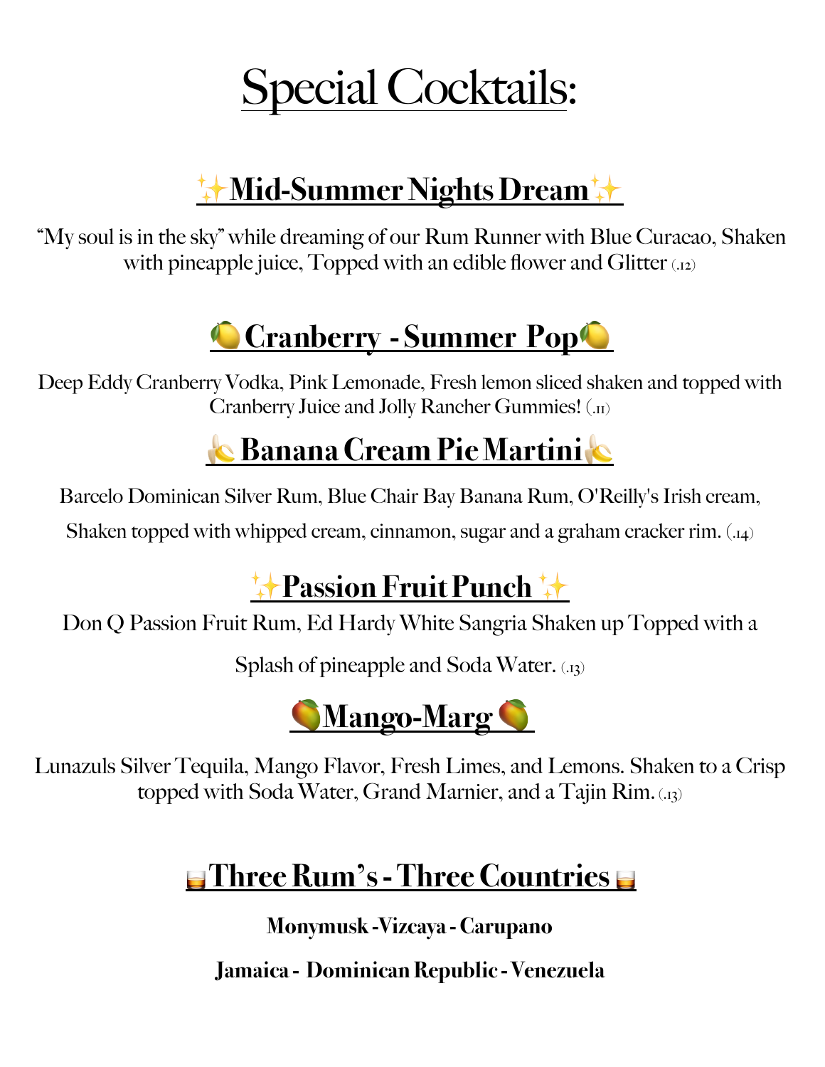# Special Cocktails:

## ✨Mid-Summer Nights Dream✨

“My soul is in the sky” while dreaming of our Rum Runner with Blue Curacao, Shaken with pineapple juice, Topped with an edible flower and Glitter (.12)

## 🍋Cranberry - Summer Pop🍋

Deep Eddy Cranberry Vodka, Pink Lemonade, Fresh lemon sliced shaken and topped with Cranberry Juice and Jolly Rancher Gummies! (.11)

## 🍌Banana Cream Pie Martini🍌

Barcelo Dominican Silver Rum, Blue Chair Bay Banana Rum, O'Reilly's Irish cream,

Shaken topped with whipped cream, cinnamon, sugar and a graham cracker rim. (.14)

## ✨Passion Fruit Punch ✨

Don Q Passion Fruit Rum, Ed Hardy White Sangria Shaken up Topped with a

Splash of pineapple and Soda Water. (.13)

## 🥭Mango-Marg 🥭

Lunazuls Silver Tequila, Mango Flavor, Fresh Limes, and Lemons. Shaken to a Crisp topped with Soda Water, Grand Marnier, and a Tajin Rim. (.13)

## 🥃Three Rum’s - Three Countries 🥃

**Monymusk -Vizcaya - Carupano**

**Jamaica - Dominican Republic - Venezuela**